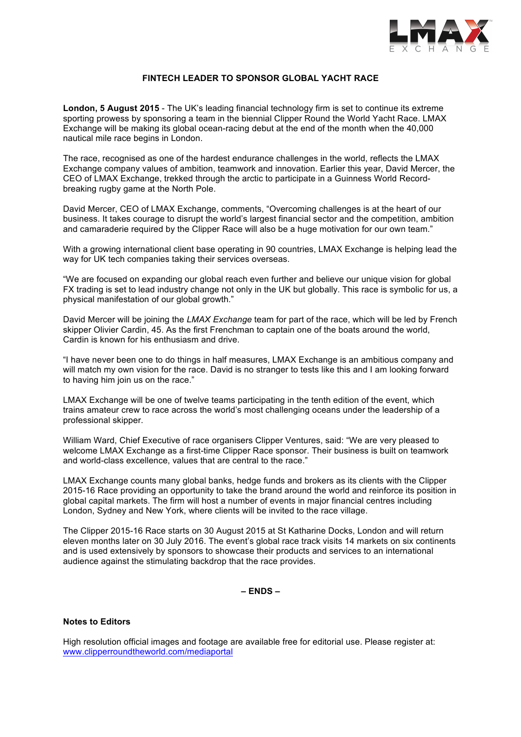# FINTECH LEADER TO SPONSOR GLOBAL YACHT RACE

**London, 5 August 2015** - The UK's leading financial technology firm is set to continue its extreme sporting prowess by sponsoring a team in the biennial Clipper Round the World Yacht Race. LMAX Exchange will be making its global ocean-racing debut at the end of the month when the 40,000 nautical mile race begins in London.

The race, recognised as one of the hardest endurance challenges in the world, reflects the LMAX Exchange company values of ambition, teamwork and innovation. Earlier this year, David Mercer, the CEO of LMAX Exchange, trekked through the arctic to participate in a Guinness World Record-breaking rugby game at the North Pole.

David Mercer, CEO of LMAX Exchange, comments, "Overcoming challenges is at the heart of our business. It takes courage to disrupt the world's largest financial sector and the competition, ambition and camaraderie required by the Clipper Race will also be a huge motivation for our own team."

With a growing international client base operating in 90 countries, LMAX Exchange is helping lead the way for UK tech companies taking their services overseas.

"We are focused on expanding our global reach even further and believe our unique vision for global FX trading is set to lead industry change not only in the UK but globally. This race is symbolic for us, a physical manifestation of our global growth."

David Mercer will be joining the *LMAX Exchange* team for part of the race, which will be led by French skipper Olivier Cardin, 45. As the first Frenchman to captain one of the boats around the world, Cardin is known for his enthusiasm and drive.

"I have never been one to do things in half measures, LMAX Exchange is an ambitious company and will match my own vision for the race. David is no stranger to tests like this and I am looking forward to having him join us on the race."

LMAX Exchange will be one of twelve teams participating in the tenth edition of the event, which trains amateur crew to race across the world's most challenging oceans under the leadership of a professional skipper.

William Ward, Chief Executive of race organisers Clipper Ventures, said: "We are very pleased to welcome LMAX Exchange as a first-time Clipper Race sponsor. Their business is built on teamwork and world-class excellence, values that are central to the race."

LMAX Exchange counts many global banks, hedge funds and brokers as its clients with the Clipper 2015-16 Race providing an opportunity to take the brand around the world and reinforce its position in global capital markets. The firm will host a number of events in major financial centres including London, Sydney and New York, where clients will be invited to the race village.

The Clipper 2015-16 Race starts on 30 August 2015 at St Katharine Docks, London and will return eleven months later on 30 July 2016. The event's global race track visits 14 markets on six continents and is used extensively by sponsors to showcase their products and services to an international audience against the stimulating backdrop that the race provides.

**– ENDS –**

**Notes to Editors**

High resolution official images and footage are available free for editorial use. Please register at: [www.clipperroundtheworld.com/mediaportal](www.clipperroundtheworld.com/mediaportal)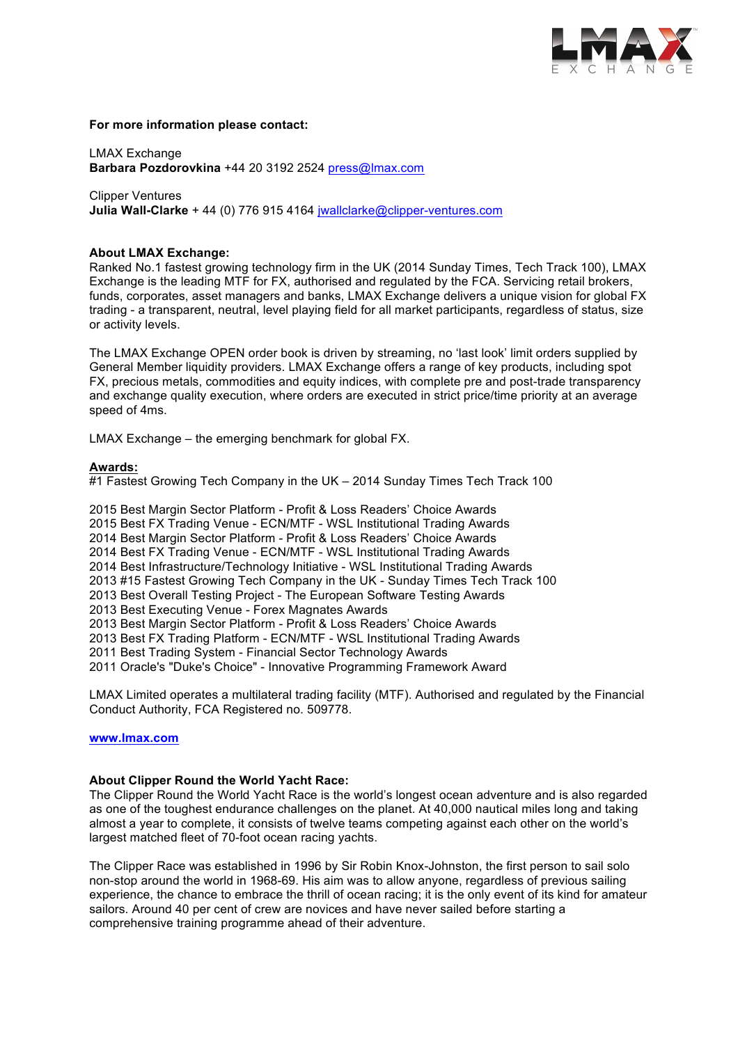**For more information please contact:**

LMAX Exchange
**Barbara Pozdorovkina** +44 20 3192 2524 [press@lmax.com](mailto:press@lmax.com)

Clipper Ventures
**Julia Wall-Clarke** + 44 (0) 776 915 4164 [jwallclarke@clipper-ventures.com](mailto:jwallclarke@clipper-ventures.com)

**About LMAX Exchange:**
Ranked No.1 fastest growing technology firm in the UK (2014 Sunday Times, Tech Track 100), LMAX Exchange is the leading MTF for FX, authorised and regulated by the FCA. Servicing retail brokers, funds, corporates, asset managers and banks, LMAX Exchange delivers a unique vision for global FX trading - a transparent, neutral, level playing field for all market participants, regardless of status, size or activity levels.

The LMAX Exchange OPEN order book is driven by streaming, no 'last look' limit orders supplied by General Member liquidity providers. LMAX Exchange offers a range of key products, including spot FX, precious metals, commodities and equity indices, with complete pre and post-trade transparency and exchange quality execution, where orders are executed in strict price/time priority at an average speed of 4ms.

LMAX Exchange – the emerging benchmark for global FX.

**Awards:**
#1 Fastest Growing Tech Company in the UK – 2014 Sunday Times Tech Track 100

2015 Best Margin Sector Platform - Profit & Loss Readers' Choice Awards
2015 Best FX Trading Venue - ECN/MTF - WSL Institutional Trading Awards
2014 Best Margin Sector Platform - Profit & Loss Readers' Choice Awards
2014 Best FX Trading Venue - ECN/MTF - WSL Institutional Trading Awards
2014 Best Infrastructure/Technology Initiative - WSL Institutional Trading Awards
2013 #15 Fastest Growing Tech Company in the UK - Sunday Times Tech Track 100
2013 Best Overall Testing Project - The European Software Testing Awards
2013 Best Executing Venue - Forex Magnates Awards
2013 Best Margin Sector Platform - Profit & Loss Readers' Choice Awards
2013 Best FX Trading Platform - ECN/MTF - WSL Institutional Trading Awards
2011 Best Trading System - Financial Sector Technology Awards
2011 Oracle's "Duke's Choice" - Innovative Programming Framework Award

LMAX Limited operates a multilateral trading facility (MTF). Authorised and regulated by the Financial Conduct Authority, FCA Registered no. 509778.

**[www.lmax.com](http://www.lmax.com)**

**About Clipper Round the World Yacht Race:**
The Clipper Round the World Yacht Race is the world's longest ocean adventure and is also regarded as one of the toughest endurance challenges on the planet. At 40,000 nautical miles long and taking almost a year to complete, it consists of twelve teams competing against each other on the world's largest matched fleet of 70-foot ocean racing yachts.

The Clipper Race was established in 1996 by Sir Robin Knox-Johnston, the first person to sail solo non-stop around the world in 1968-69. His aim was to allow anyone, regardless of previous sailing experience, the chance to embrace the thrill of ocean racing; it is the only event of its kind for amateur sailors. Around 40 per cent of crew are novices and have never sailed before starting a comprehensive training programme ahead of their adventure.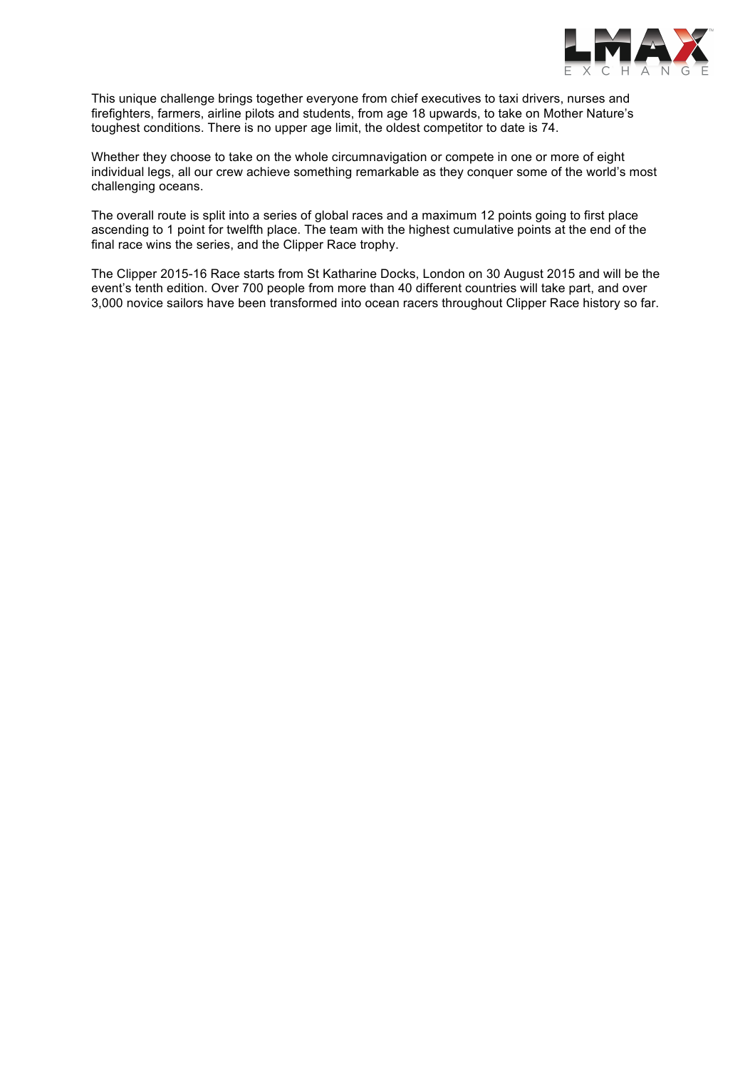This unique challenge brings together everyone from chief executives to taxi drivers, nurses and firefighters, farmers, airline pilots and students, from age 18 upwards, to take on Mother Nature's toughest conditions. There is no upper age limit, the oldest competitor to date is 74.

Whether they choose to take on the whole circumnavigation or compete in one or more of eight individual legs, all our crew achieve something remarkable as they conquer some of the world's most challenging oceans.

The overall route is split into a series of global races and a maximum 12 points going to first place ascending to 1 point for twelfth place. The team with the highest cumulative points at the end of the final race wins the series, and the Clipper Race trophy.

The Clipper 2015-16 Race starts from St Katharine Docks, London on 30 August 2015 and will be the event's tenth edition. Over 700 people from more than 40 different countries will take part, and over 3,000 novice sailors have been transformed into ocean racers throughout Clipper Race history so far.